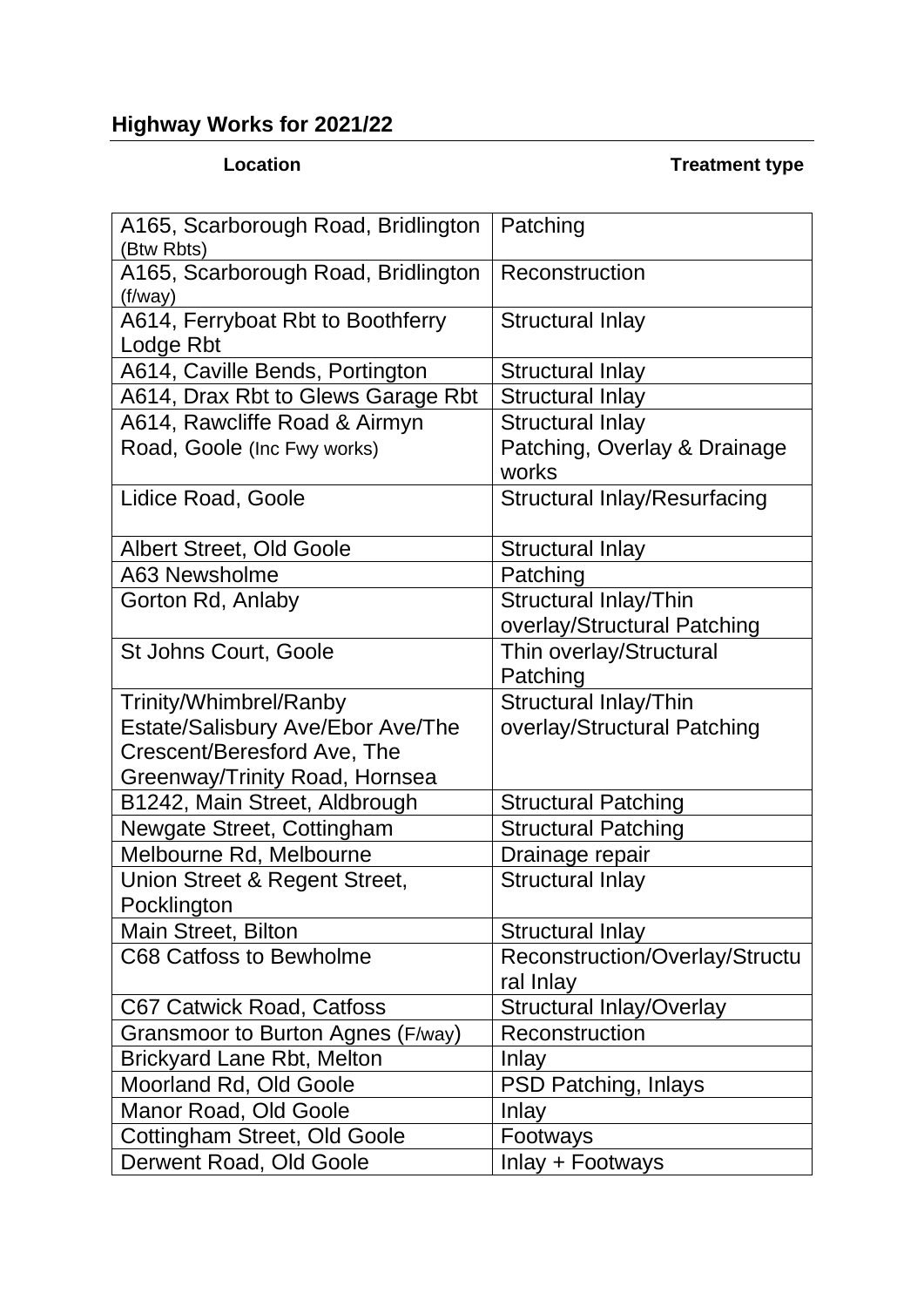## Highway Works for 2021/22

| Location | Treatment type |
|---|---|
| A165, Scarborough Road, Bridlington (Btw Rbts) | Patching |
| A165, Scarborough Road, Bridlington (f/way) | Reconstruction |
| A614, Ferryboat Rbt to Boothferry Lodge Rbt | Structural Inlay |
| A614, Caville Bends, Portington | Structural Inlay |
| A614, Drax Rbt to Glews Garage Rbt | Structural Inlay |
| A614, Rawcliffe Road & Airmyn Road, Goole (Inc Fwy works) | Structural Inlay<br>Patching, Overlay & Drainage works |
| Lidice Road, Goole | Structural Inlay/Resurfacing |
| Albert Street, Old Goole | Structural Inlay |
| A63 Newsholme | Patching |
| Gorton Rd, Anlaby | Structural Inlay/Thin overlay/Structural Patching |
| St Johns Court, Goole | Thin overlay/Structural Patching |
| Trinity/Whimbrel/Ranby Estate/Salisbury Ave/Ebor Ave/The Crescent/Beresford Ave, The Greenway/Trinity Road, Hornsea | Structural Inlay/Thin overlay/Structural Patching |
| B1242, Main Street, Aldbrough | Structural Patching |
| Newgate Street, Cottingham | Structural Patching |
| Melbourne Rd, Melbourne | Drainage repair |
| Union Street & Regent Street, Pocklington | Structural Inlay |
| Main Street, Bilton | Structural Inlay |
| C68 Catfoss to Bewholme | Reconstruction/Overlay/Structural Inlay |
| C67 Catwick Road, Catfoss | Structural Inlay/Overlay |
| Gransmoor to Burton Agnes (F/way) | Reconstruction |
| Brickyard Lane Rbt, Melton | Inlay |
| Moorland Rd, Old Goole | PSD Patching, Inlays |
| Manor Road, Old Goole | Inlay |
| Cottingham Street, Old Goole | Footways |
| Derwent Road, Old Goole | Inlay + Footways |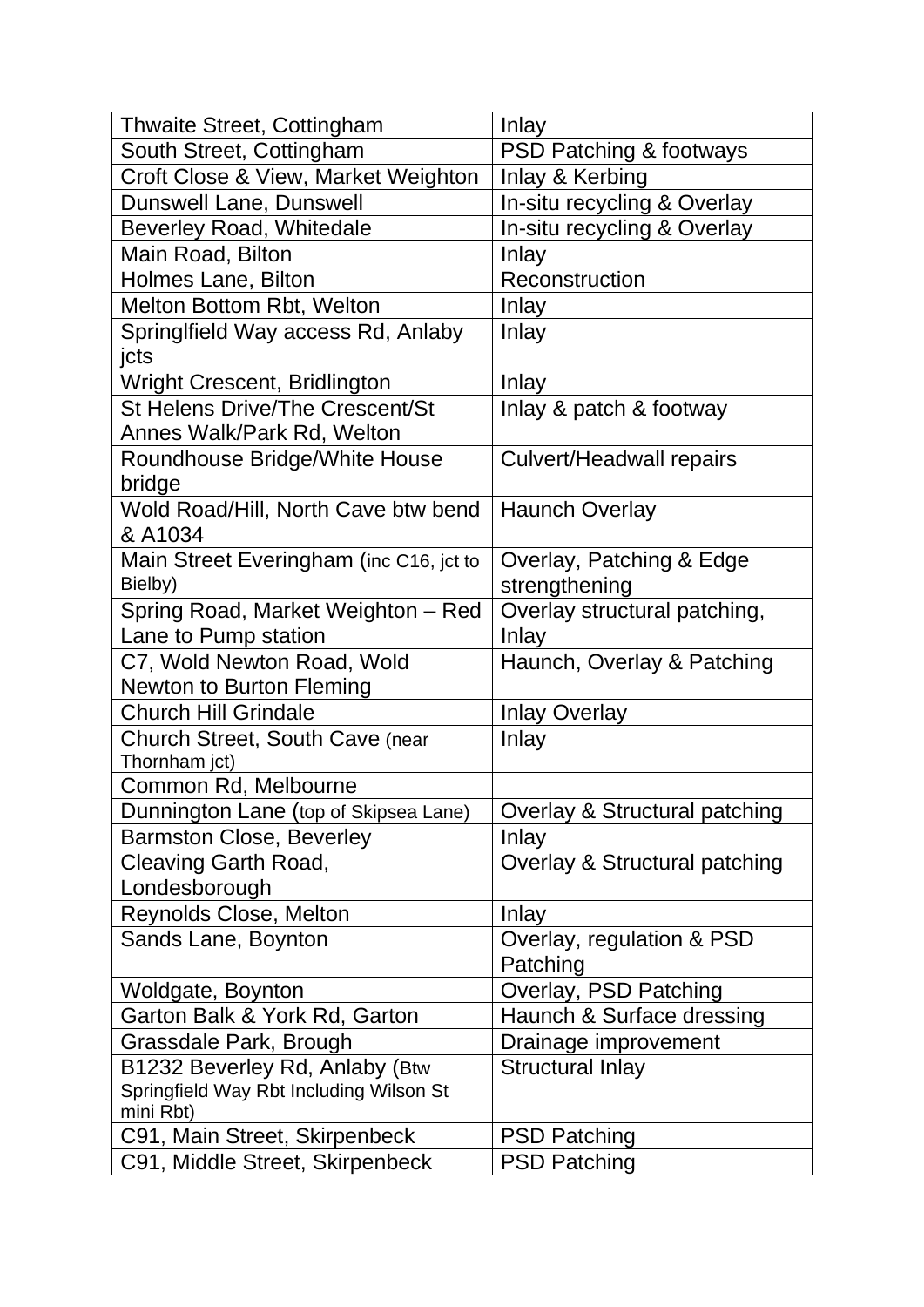| Thwaite Street, Cottingham | Inlay |
|---|---|
| South Street, Cottingham | PSD Patching & footways |
| Croft Close & View, Market Weighton | Inlay & Kerbing |
| Dunswell Lane, Dunswell | In-situ recycling & Overlay |
| Beverley Road, Whitedale | In-situ recycling & Overlay |
| Main Road, Bilton | Inlay |
| Holmes Lane, Bilton | Reconstruction |
| Melton Bottom Rbt, Welton | Inlay |
| Springlfield Way access Rd, Anlaby jcts | Inlay |
| Wright Crescent, Bridlington | Inlay |
| St Helens Drive/The Crescent/St Annes Walk/Park Rd, Welton | Inlay & patch & footway |
| Roundhouse Bridge/White House bridge | Culvert/Headwall repairs |
| Wold Road/Hill, North Cave btw bend & A1034 | Haunch Overlay |
| Main Street Everingham (inc C16, jct to Bielby) | Overlay, Patching & Edge strengthening |
| Spring Road, Market Weighton – Red Lane to Pump station | Overlay structural patching, Inlay |
| C7, Wold Newton Road, Wold Newton to Burton Fleming | Haunch, Overlay & Patching |
| Church Hill Grindale | Inlay Overlay |
| Church Street, South Cave (near Thornham jct) | Inlay |
| Common Rd, Melbourne | |
| Dunnington Lane (top of Skipsea Lane) | Overlay & Structural patching |
| Barmston Close, Beverley | Inlay |
| Cleaving Garth Road, Londesborough | Overlay & Structural patching |
| Reynolds Close, Melton | Inlay |
| Sands Lane, Boynton | Overlay, regulation & PSD Patching |
| Woldgate, Boynton | Overlay, PSD Patching |
| Garton Balk & York Rd, Garton | Haunch & Surface dressing |
| Grassdale Park, Brough | Drainage improvement |
| B1232 Beverley Rd, Anlaby (Btw Springfield Way Rbt Including Wilson St mini Rbt) | Structural Inlay |
| C91, Main Street, Skirpenbeck | PSD Patching |
| C91, Middle Street, Skirpenbeck | PSD Patching |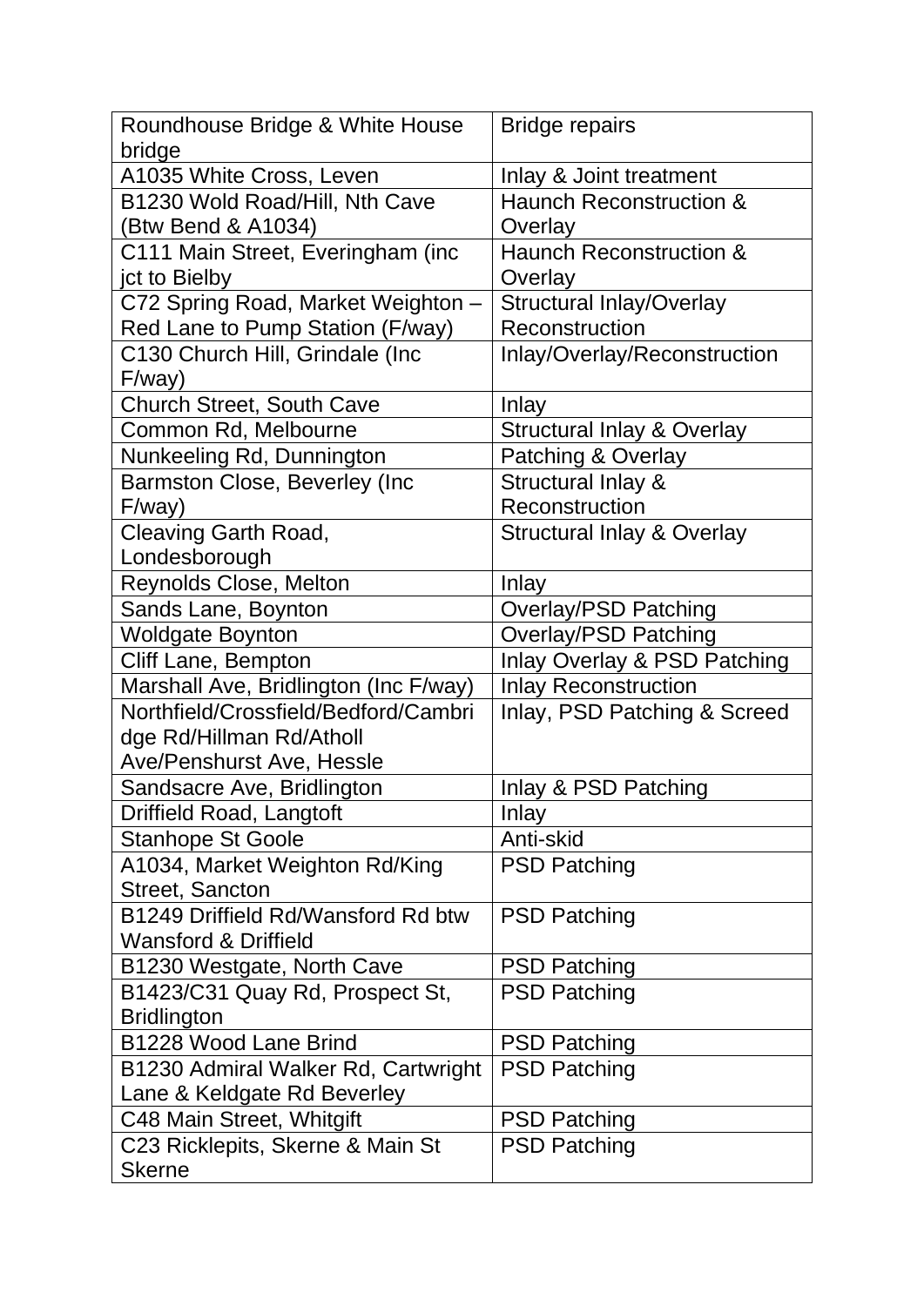| | |
|---|---|
| Roundhouse Bridge & White House bridge | Bridge repairs |
| A1035 White Cross, Leven | Inlay & Joint treatment |
| B1230 Wold Road/Hill, Nth Cave (Btw Bend & A1034) | Haunch Reconstruction & Overlay |
| C111 Main Street, Everingham (inc jct to Bielby | Haunch Reconstruction & Overlay |
| C72 Spring Road, Market Weighton – Red Lane to Pump Station (F/way) | Structural Inlay/Overlay Reconstruction |
| C130 Church Hill, Grindale (Inc F/way) | Inlay/Overlay/Reconstruction |
| Church Street, South Cave | Inlay |
| Common Rd, Melbourne | Structural Inlay & Overlay |
| Nunkeeling Rd, Dunnington | Patching & Overlay |
| Barmston Close, Beverley (Inc F/way) | Structural Inlay & Reconstruction |
| Cleaving Garth Road, Londesborough | Structural Inlay & Overlay |
| Reynolds Close, Melton | Inlay |
| Sands Lane, Boynton | Overlay/PSD Patching |
| Woldgate Boynton | Overlay/PSD Patching |
| Cliff Lane, Bempton | Inlay Overlay & PSD Patching |
| Marshall Ave, Bridlington (Inc F/way) | Inlay Reconstruction |
| Northfield/Crossfield/Bedford/Cambridge Rd/Hillman Rd/Atholl Ave/Penshurst Ave, Hessle | Inlay, PSD Patching & Screed |
| Sandsacre Ave, Bridlington | Inlay & PSD Patching |
| Driffield Road, Langtoft | Inlay |
| Stanhope St Goole | Anti-skid |
| A1034, Market Weighton Rd/King Street, Sancton | PSD Patching |
| B1249 Driffield Rd/Wansford Rd btw Wansford & Driffield | PSD Patching |
| B1230 Westgate, North Cave | PSD Patching |
| B1423/C31 Quay Rd, Prospect St, Bridlington | PSD Patching |
| B1228 Wood Lane Brind | PSD Patching |
| B1230 Admiral Walker Rd, Cartwright Lane & Keldgate Rd Beverley | PSD Patching |
| C48 Main Street, Whitgift | PSD Patching |
| C23 Ricklepits, Skerne & Main St Skerne | PSD Patching |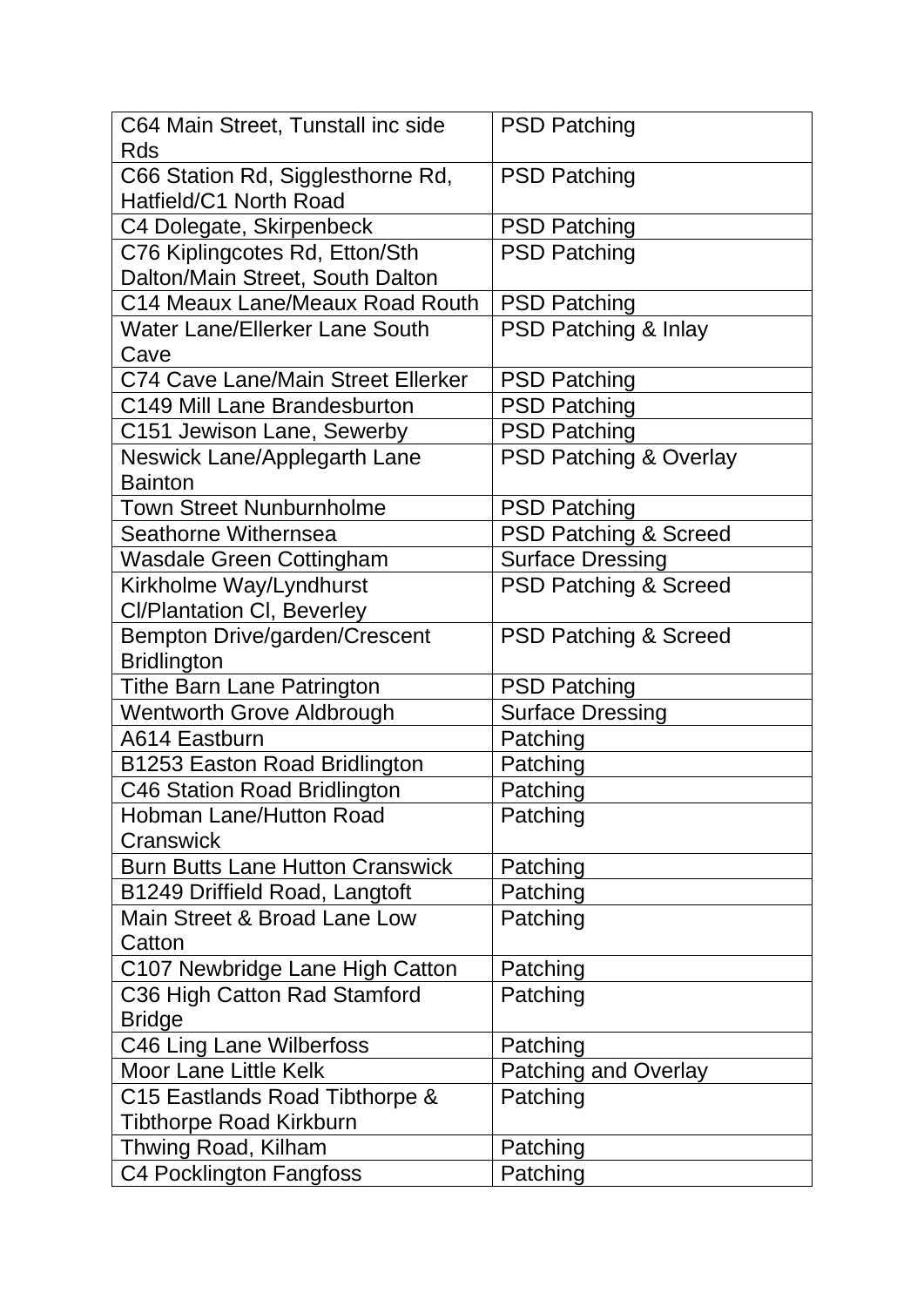| C64 Main Street, Tunstall inc side Rds | PSD Patching |
|---|---|
| C66 Station Rd, Sigglesthorne Rd, Hatfield/C1 North Road | PSD Patching |
| C4 Dolegate, Skirpenbeck | PSD Patching |
| C76 Kiplingcotes Rd, Etton/Sth Dalton/Main Street, South Dalton | PSD Patching |
| C14 Meaux Lane/Meaux Road Routh | PSD Patching |
| Water Lane/Ellerker Lane South Cave | PSD Patching & Inlay |
| C74 Cave Lane/Main Street Ellerker | PSD Patching |
| C149 Mill Lane Brandesburton | PSD Patching |
| C151 Jewison Lane, Sewerby | PSD Patching |
| Neswick Lane/Applegarth Lane Bainton | PSD Patching & Overlay |
| Town Street Nunburnholme | PSD Patching |
| Seathorne Withernsea | PSD Patching & Screed |
| Wasdale Green Cottingham | Surface Dressing |
| Kirkholme Way/Lyndhurst Cl/Plantation Cl, Beverley | PSD Patching & Screed |
| Bempton Drive/garden/Crescent Bridlington | PSD Patching & Screed |
| Tithe Barn Lane Patrington | PSD Patching |
| Wentworth Grove Aldbrough | Surface Dressing |
| A614 Eastburn | Patching |
| B1253 Easton Road Bridlington | Patching |
| C46 Station Road Bridlington | Patching |
| Hobman Lane/Hutton Road Cranswick | Patching |
| Burn Butts Lane Hutton Cranswick | Patching |
| B1249 Driffield Road, Langtoft | Patching |
| Main Street & Broad Lane Low Catton | Patching |
| C107 Newbridge Lane High Catton | Patching |
| C36 High Catton Rad Stamford Bridge | Patching |
| C46 Ling Lane Wilberfoss | Patching |
| Moor Lane Little Kelk | Patching and Overlay |
| C15 Eastlands Road Tibthorpe & Tibthorpe Road Kirkburn | Patching |
| Thwing Road, Kilham | Patching |
| C4 Pocklington Fangfoss | Patching |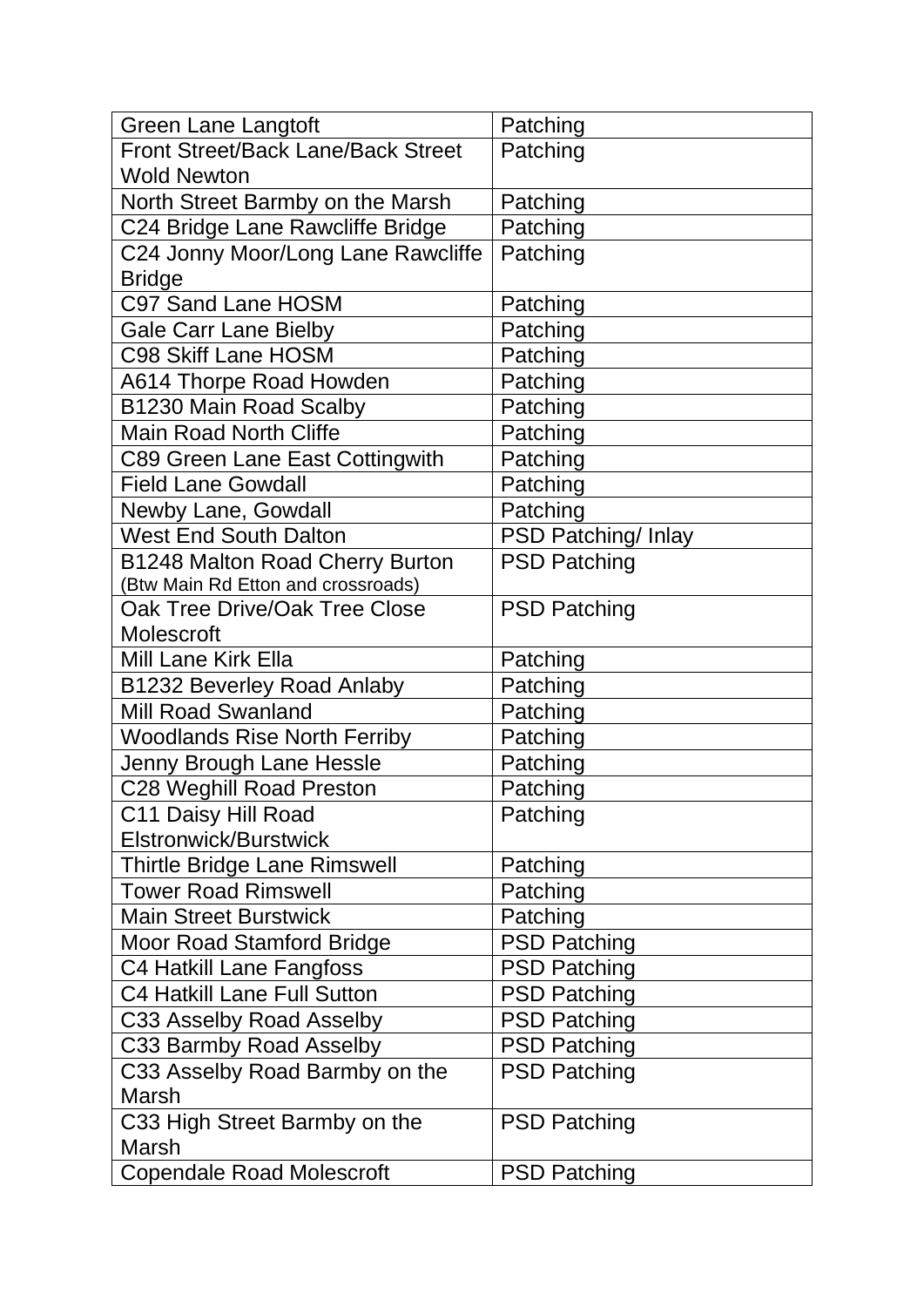| Green Lane Langtoft | Patching |
|---|---|
| Front Street/Back Lane/Back Street Wold Newton | Patching |
| North Street Barmby on the Marsh | Patching |
| C24 Bridge Lane Rawcliffe Bridge | Patching |
| C24 Jonny Moor/Long Lane Rawcliffe Bridge | Patching |
| C97 Sand Lane HOSM | Patching |
| Gale Carr Lane Bielby | Patching |
| C98 Skiff Lane HOSM | Patching |
| A614 Thorpe Road Howden | Patching |
| B1230 Main Road Scalby | Patching |
| Main Road North Cliffe | Patching |
| C89 Green Lane East Cottingwith | Patching |
| Field Lane Gowdall | Patching |
| Newby Lane, Gowdall | Patching |
| West End South Dalton | PSD Patching/ Inlay |
| B1248 Malton Road Cherry Burton (Btw Main Rd Etton and crossroads) | PSD Patching |
| Oak Tree Drive/Oak Tree Close Molescroft | PSD Patching |
| Mill Lane Kirk Ella | Patching |
| B1232 Beverley Road Anlaby | Patching |
| Mill Road Swanland | Patching |
| Woodlands Rise North Ferriby | Patching |
| Jenny Brough Lane Hessle | Patching |
| C28 Weghill Road Preston | Patching |
| C11 Daisy Hill Road Elstronwick/Burstwick | Patching |
| Thirtle Bridge Lane Rimswell | Patching |
| Tower Road Rimswell | Patching |
| Main Street Burstwick | Patching |
| Moor Road Stamford Bridge | PSD Patching |
| C4 Hatkill Lane Fangfoss | PSD Patching |
| C4 Hatkill Lane Full Sutton | PSD Patching |
| C33 Asselby Road Asselby | PSD Patching |
| C33 Barmby Road Asselby | PSD Patching |
| C33 Asselby Road Barmby on the Marsh | PSD Patching |
| C33 High Street Barmby on the Marsh | PSD Patching |
| Copendale Road Molescroft | PSD Patching |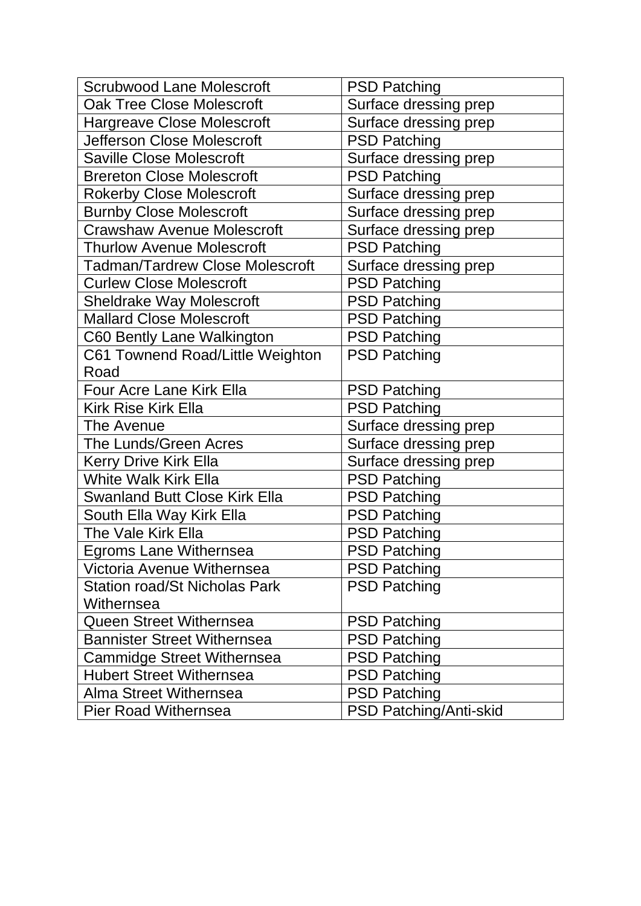| | |
|---|---|
| Scrubwood Lane Molescroft | PSD Patching |
| Oak Tree Close Molescroft | Surface dressing prep |
| Hargreave Close Molescroft | Surface dressing prep |
| Jefferson Close Molescroft | PSD Patching |
| Saville Close Molescroft | Surface dressing prep |
| Brereton Close Molescroft | PSD Patching |
| Rokerby Close Molescroft | Surface dressing prep |
| Burnby Close Molescroft | Surface dressing prep |
| Crawshaw Avenue Molescroft | Surface dressing prep |
| Thurlow Avenue Molescroft | PSD Patching |
| Tadman/Tardrew Close Molescroft | Surface dressing prep |
| Curlew Close Molescroft | PSD Patching |
| Sheldrake Way Molescroft | PSD Patching |
| Mallard Close Molescroft | PSD Patching |
| C60 Bently Lane Walkington | PSD Patching |
| C61 Townend Road/Little Weighton Road | PSD Patching |
| Four Acre Lane Kirk Ella | PSD Patching |
| Kirk Rise Kirk Ella | PSD Patching |
| The Avenue | Surface dressing prep |
| The Lunds/Green Acres | Surface dressing prep |
| Kerry Drive Kirk Ella | Surface dressing prep |
| White Walk Kirk Ella | PSD Patching |
| Swanland Butt Close Kirk Ella | PSD Patching |
| South Ella Way Kirk Ella | PSD Patching |
| The Vale Kirk Ella | PSD Patching |
| Egroms Lane Withernsea | PSD Patching |
| Victoria Avenue Withernsea | PSD Patching |
| Station road/St Nicholas Park Withernsea | PSD Patching |
| Queen Street Withernsea | PSD Patching |
| Bannister Street Withernsea | PSD Patching |
| Cammidge Street Withernsea | PSD Patching |
| Hubert Street Withernsea | PSD Patching |
| Alma Street Withernsea | PSD Patching |
| Pier Road Withernsea | PSD Patching/Anti-skid |